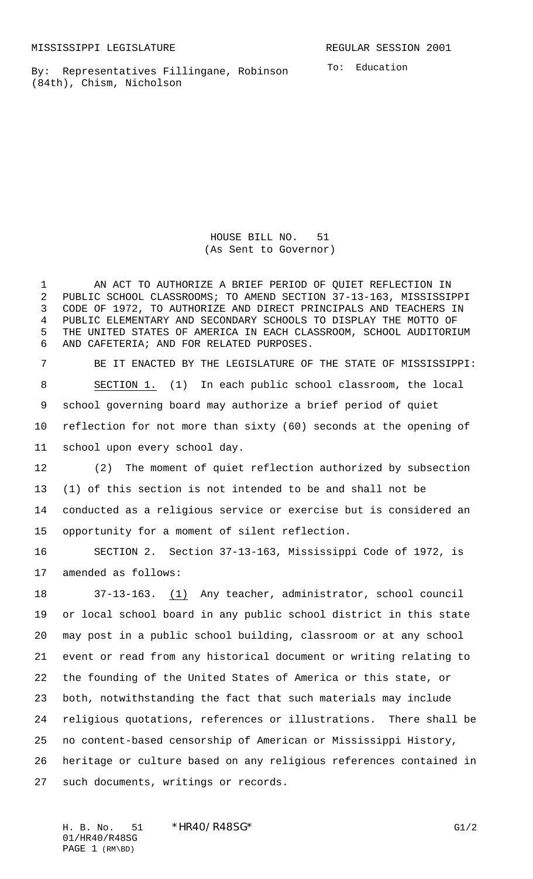MISSISSIPPI LEGISLATURE REGULAR SESSION 2001

By: Representatives Fillingane, Robinson (84th), Chism, Nicholson

To: Education

# HOUSE BILL NO. 51
(As Sent to Governor)

AN ACT TO AUTHORIZE A BRIEF PERIOD OF QUIET REFLECTION IN PUBLIC SCHOOL CLASSROOMS; TO AMEND SECTION 37-13-163, MISSISSIPPI CODE OF 1972, TO AUTHORIZE AND DIRECT PRINCIPALS AND TEACHERS IN PUBLIC ELEMENTARY AND SECONDARY SCHOOLS TO DISPLAY THE MOTTO OF THE UNITED STATES OF AMERICA IN EACH CLASSROOM, SCHOOL AUDITORIUM AND CAFETERIA; AND FOR RELATED PURPOSES.

BE IT ENACTED BY THE LEGISLATURE OF THE STATE OF MISSISSIPPI:

SECTION 1. (1) In each public school classroom, the local school governing board may authorize a brief period of quiet reflection for not more than sixty (60) seconds at the opening of school upon every school day.

(2) The moment of quiet reflection authorized by subsection (1) of this section is not intended to be and shall not be conducted as a religious service or exercise but is considered an opportunity for a moment of silent reflection.

SECTION 2. Section 37-13-163, Mississippi Code of 1972, is amended as follows:

37-13-163. (1) Any teacher, administrator, school council or local school board in any public school district in this state may post in a public school building, classroom or at any school event or read from any historical document or writing relating to the founding of the United States of America or this state, or both, notwithstanding the fact that such materials may include religious quotations, references or illustrations. There shall be no content-based censorship of American or Mississippi History, heritage or culture based on any religious references contained in such documents, writings or records.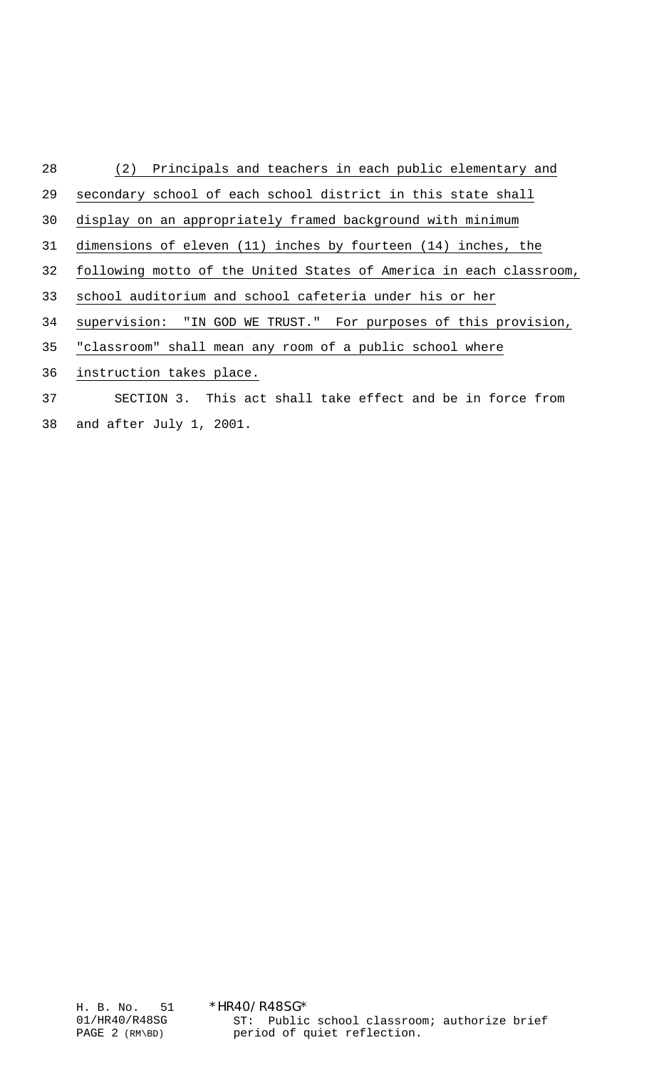(2) Principals and teachers in each public elementary and secondary school of each school district in this state shall display on an appropriately framed background with minimum dimensions of eleven (11) inches by fourteen (14) inches, the following motto of the United States of America in each classroom, school auditorium and school cafeteria under his or her supervision: "IN GOD WE TRUST." For purposes of this provision, "classroom" shall mean any room of a public school where instruction takes place.

SECTION 3. This act shall take effect and be in force from and after July 1, 2001.

ST: Public school classroom; authorize brief period of quiet reflection.